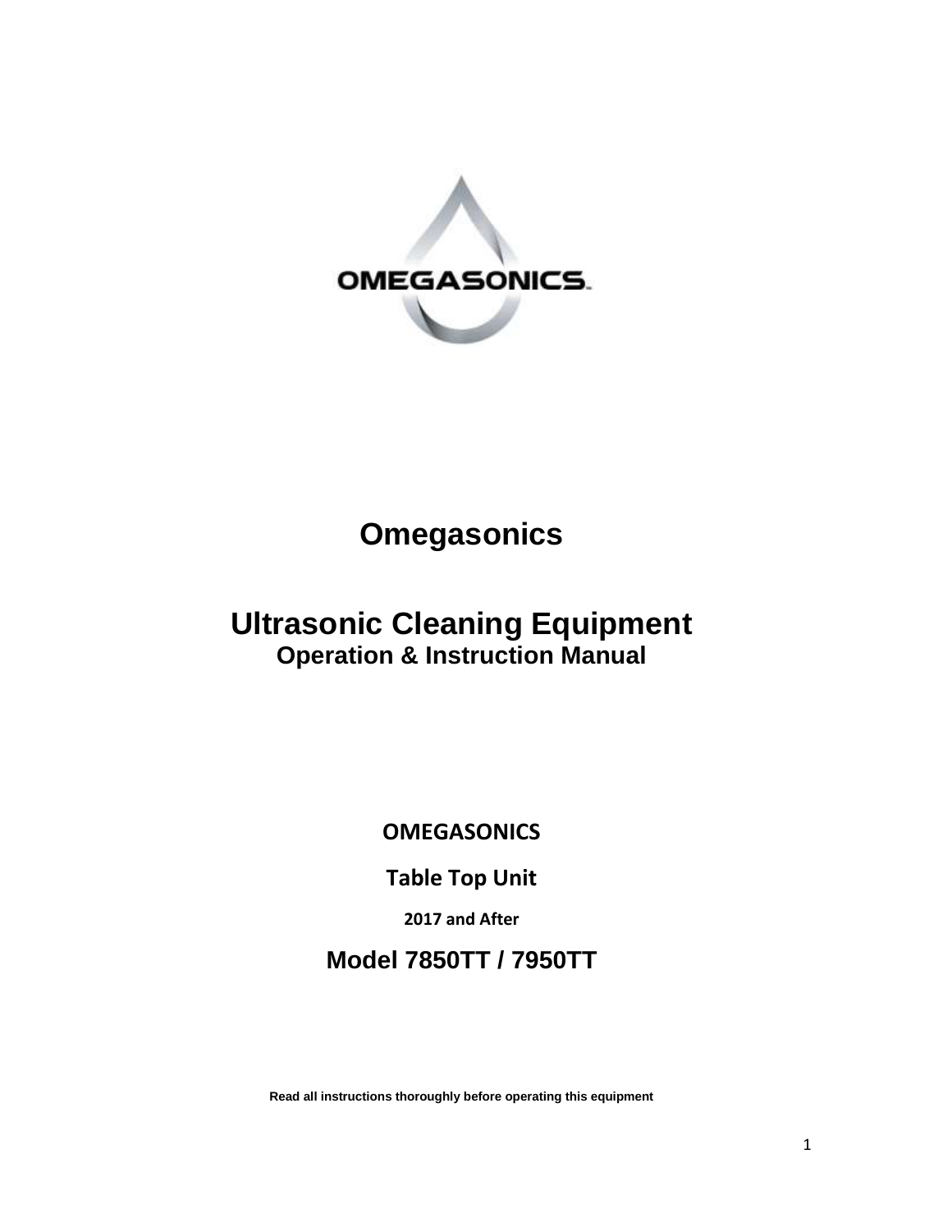# Omegasonics

## Ultrasonic Cleaning Equipment

**Operation & Instruction Manual**

**OMEGASONICS**

**Table Top Unit**

**2017 and After**

## Model 7850TT / 7950TT

**Read all instructions thoroughly before operating this equipment**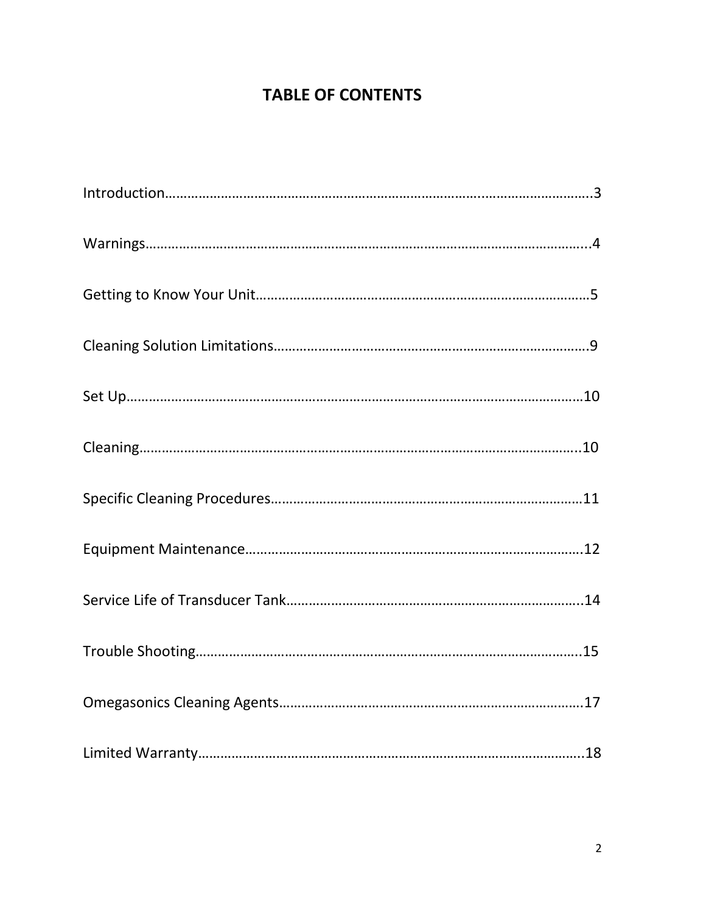# TABLE OF CONTENTS

Introduction……………………………………………………………………………………………………..3

Warnings…………………………………………………………………………………………………………...4

Getting to Know Your Unit………………………………………………………………………………5

Cleaning Solution Limitations……………………………………………………………………………9

Set Up………………………………………………………………………………………………………………10

Cleaning…………………………………………………………………………………………………………..10

Specific Cleaning Procedures…………………………………………………………………………11

Equipment Maintenance………………………………………………………………………………12

Service Life of Transducer Tank……………………………………………………………………..14

Trouble Shooting………………………………………………………………………………………..15

Omegasonics Cleaning Agents………………………………………………………………………17

Limited Warranty…………………………………………………………………………………………..18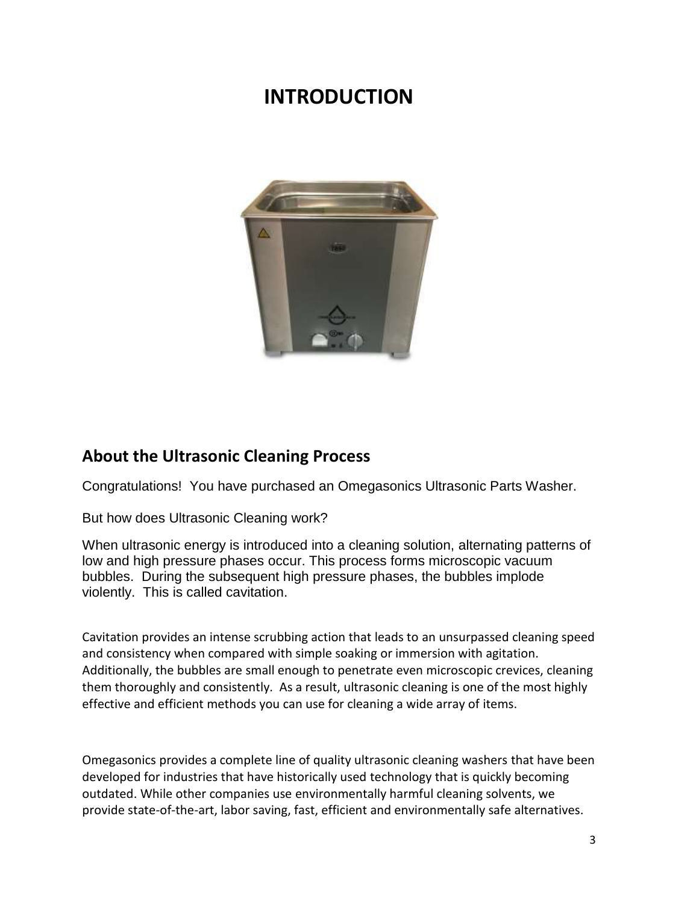# INTRODUCTION

## About the Ultrasonic Cleaning Process

Congratulations! You have purchased an Omegasonics Ultrasonic Parts Washer.

But how does Ultrasonic Cleaning work?

When ultrasonic energy is introduced into a cleaning solution, alternating patterns of low and high pressure phases occur. This process forms microscopic vacuum bubbles. During the subsequent high pressure phases, the bubbles implode violently. This is called cavitation.

Cavitation provides an intense scrubbing action that leads to an unsurpassed cleaning speed and consistency when compared with simple soaking or immersion with agitation. Additionally, the bubbles are small enough to penetrate even microscopic crevices, cleaning them thoroughly and consistently. As a result, ultrasonic cleaning is one of the most highly effective and efficient methods you can use for cleaning a wide array of items.

Omegasonics provides a complete line of quality ultrasonic cleaning washers that have been developed for industries that have historically used technology that is quickly becoming outdated. While other companies use environmentally harmful cleaning solvents, we provide state-of-the-art, labor saving, fast, efficient and environmentally safe alternatives.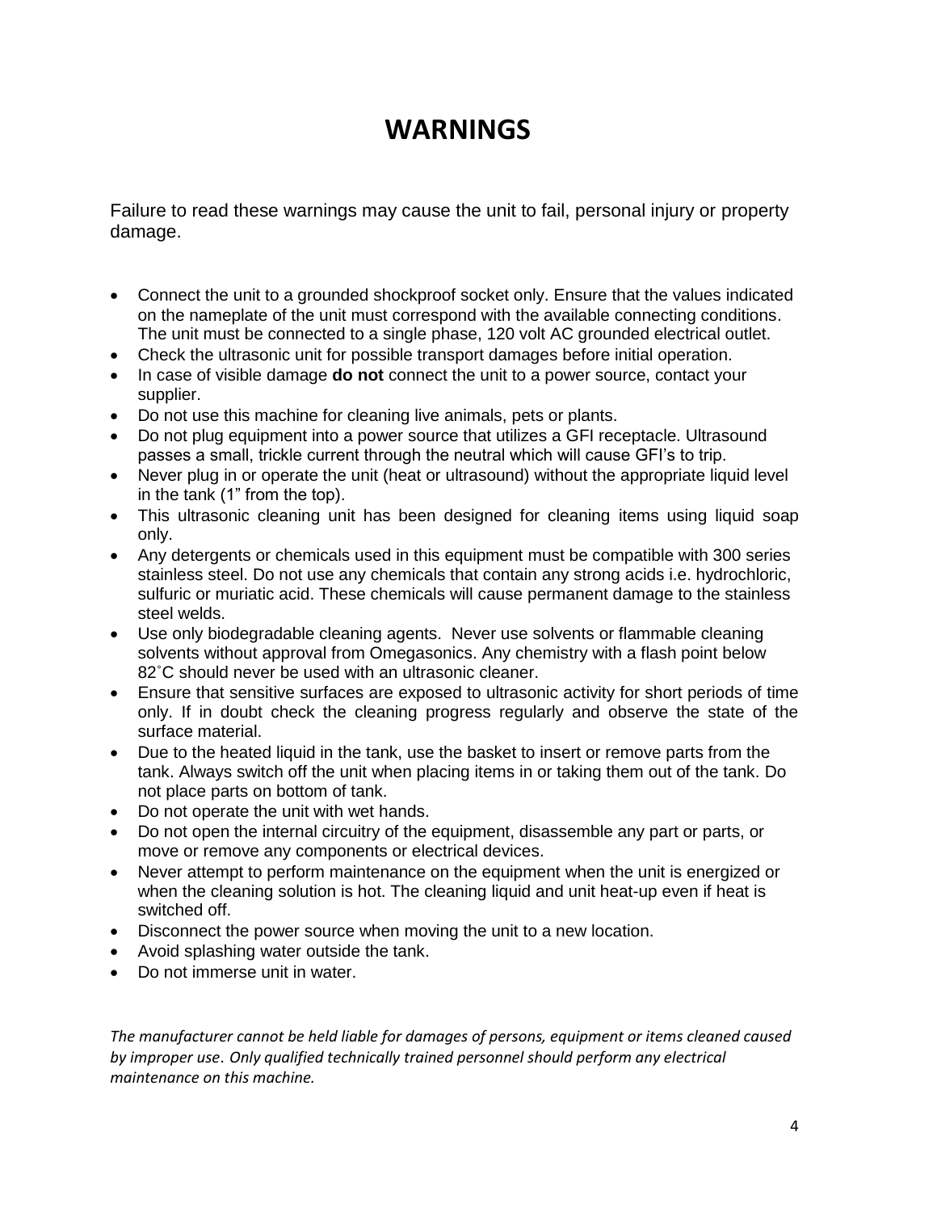# WARNINGS

Failure to read these warnings may cause the unit to fail, personal injury or property damage.

- Connect the unit to a grounded shockproof socket only. Ensure that the values indicated on the nameplate of the unit must correspond with the available connecting conditions. The unit must be connected to a single phase, 120 volt AC grounded electrical outlet.
- Check the ultrasonic unit for possible transport damages before initial operation.
- In case of visible damage **do not** connect the unit to a power source, contact your supplier.
- Do not use this machine for cleaning live animals, pets or plants.
- Do not plug equipment into a power source that utilizes a GFI receptacle. Ultrasound passes a small, trickle current through the neutral which will cause GFI's to trip.
- Never plug in or operate the unit (heat or ultrasound) without the appropriate liquid level in the tank (1" from the top).
- This ultrasonic cleaning unit has been designed for cleaning items using liquid soap only.
- Any detergents or chemicals used in this equipment must be compatible with 300 series stainless steel. Do not use any chemicals that contain any strong acids i.e. hydrochloric, sulfuric or muriatic acid. These chemicals will cause permanent damage to the stainless steel welds.
- Use only biodegradable cleaning agents. Never use solvents or flammable cleaning solvents without approval from Omegasonics. Any chemistry with a flash point below 82˚C should never be used with an ultrasonic cleaner.
- Ensure that sensitive surfaces are exposed to ultrasonic activity for short periods of time only. If in doubt check the cleaning progress regularly and observe the state of the surface material.
- Due to the heated liquid in the tank, use the basket to insert or remove parts from the tank. Always switch off the unit when placing items in or taking them out of the tank. Do not place parts on bottom of tank.
- Do not operate the unit with wet hands.
- Do not open the internal circuitry of the equipment, disassemble any part or parts, or move or remove any components or electrical devices.
- Never attempt to perform maintenance on the equipment when the unit is energized or when the cleaning solution is hot. The cleaning liquid and unit heat-up even if heat is switched off.
- Disconnect the power source when moving the unit to a new location.
- Avoid splashing water outside the tank.
- Do not immerse unit in water.

*The manufacturer cannot be held liable for damages of persons, equipment or items cleaned caused by improper use. Only qualified technically trained personnel should perform any electrical maintenance on this machine.*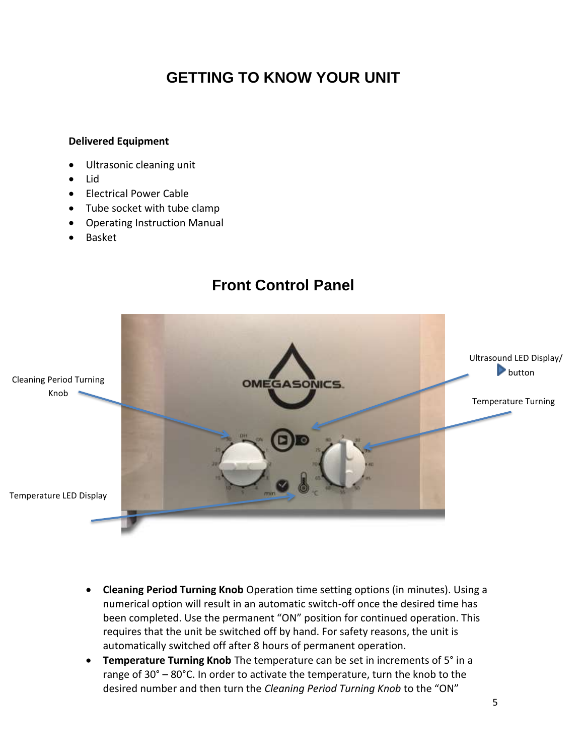# GETTING TO KNOW YOUR UNIT

**Delivered Equipment**

- Ultrasonic cleaning unit
- Lid
- Electrical Power Cable
- Tube socket with tube clamp
- Operating Instruction Manual
- Basket

## Front Control Panel

Cleaning Period Turning Knob

Ultrasound LED Display/ ▶ button

Temperature Turning

Temperature LED Display

- **Cleaning Period Turning Knob** Operation time setting options (in minutes). Using a numerical option will result in an automatic switch-off once the desired time has been completed. Use the permanent "ON" position for continued operation. This requires that the unit be switched off by hand. For safety reasons, the unit is automatically switched off after 8 hours of permanent operation.
- **Temperature Turning Knob** The temperature can be set in increments of 5° in a range of 30° – 80°C. In order to activate the temperature, turn the knob to the desired number and then turn the *Cleaning Period Turning Knob* to the "ON"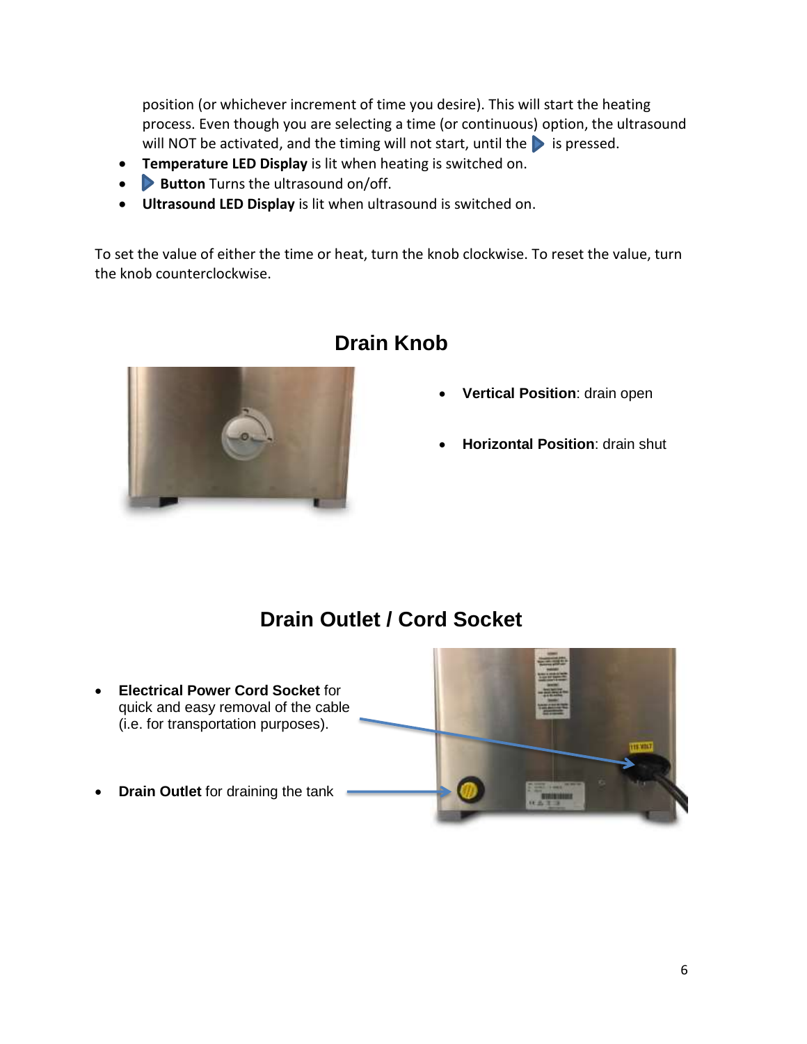position (or whichever increment of time you desire). This will start the heating process. Even though you are selecting a time (or continuous) option, the ultrasound will NOT be activated, and the timing will not start, until the ▶ is pressed.

- **Temperature LED Display** is lit when heating is switched on.
- ▶ **Button** Turns the ultrasound on/off.
- **Ultrasound LED Display** is lit when ultrasound is switched on.

To set the value of either the time or heat, turn the knob clockwise. To reset the value, turn the knob counterclockwise.

## Drain Knob

- **Vertical Position**: drain open
- **Horizontal Position**: drain shut

## Drain Outlet / Cord Socket

- **Electrical Power Cord Socket** for quick and easy removal of the cable (i.e. for transportation purposes).
- **Drain Outlet** for draining the tank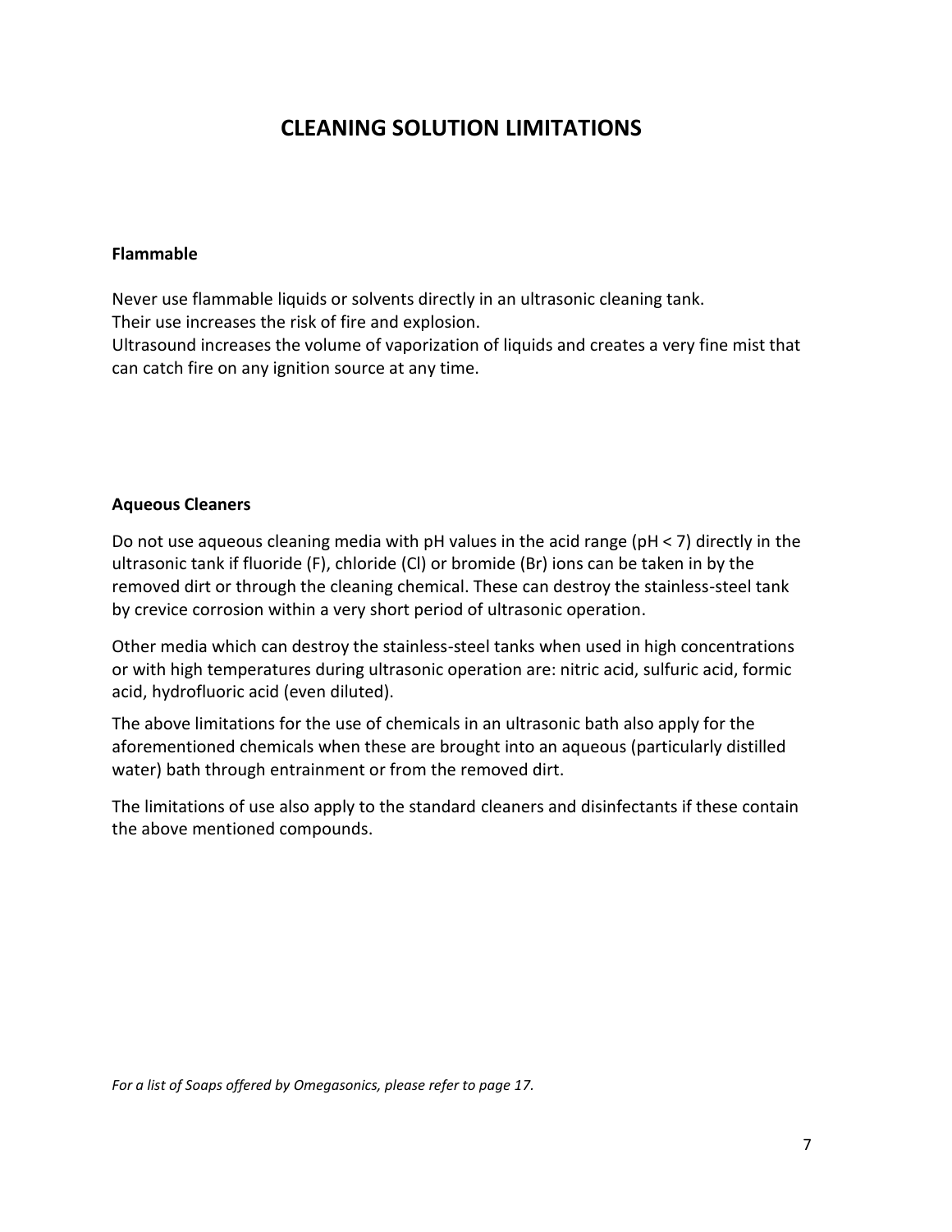# CLEANING SOLUTION LIMITATIONS

**Flammable**

Never use flammable liquids or solvents directly in an ultrasonic cleaning tank.
Their use increases the risk of fire and explosion.
Ultrasound increases the volume of vaporization of liquids and creates a very fine mist that can catch fire on any ignition source at any time.

**Aqueous Cleaners**

Do not use aqueous cleaning media with pH values in the acid range (pH < 7) directly in the ultrasonic tank if fluoride (F), chloride (Cl) or bromide (Br) ions can be taken in by the removed dirt or through the cleaning chemical. These can destroy the stainless-steel tank by crevice corrosion within a very short period of ultrasonic operation.

Other media which can destroy the stainless-steel tanks when used in high concentrations or with high temperatures during ultrasonic operation are: nitric acid, sulfuric acid, formic acid, hydrofluoric acid (even diluted).

The above limitations for the use of chemicals in an ultrasonic bath also apply for the aforementioned chemicals when these are brought into an aqueous (particularly distilled water) bath through entrainment or from the removed dirt.

The limitations of use also apply to the standard cleaners and disinfectants if these contain the above mentioned compounds.

*For a list of Soaps offered by Omegasonics, please refer to page 17.*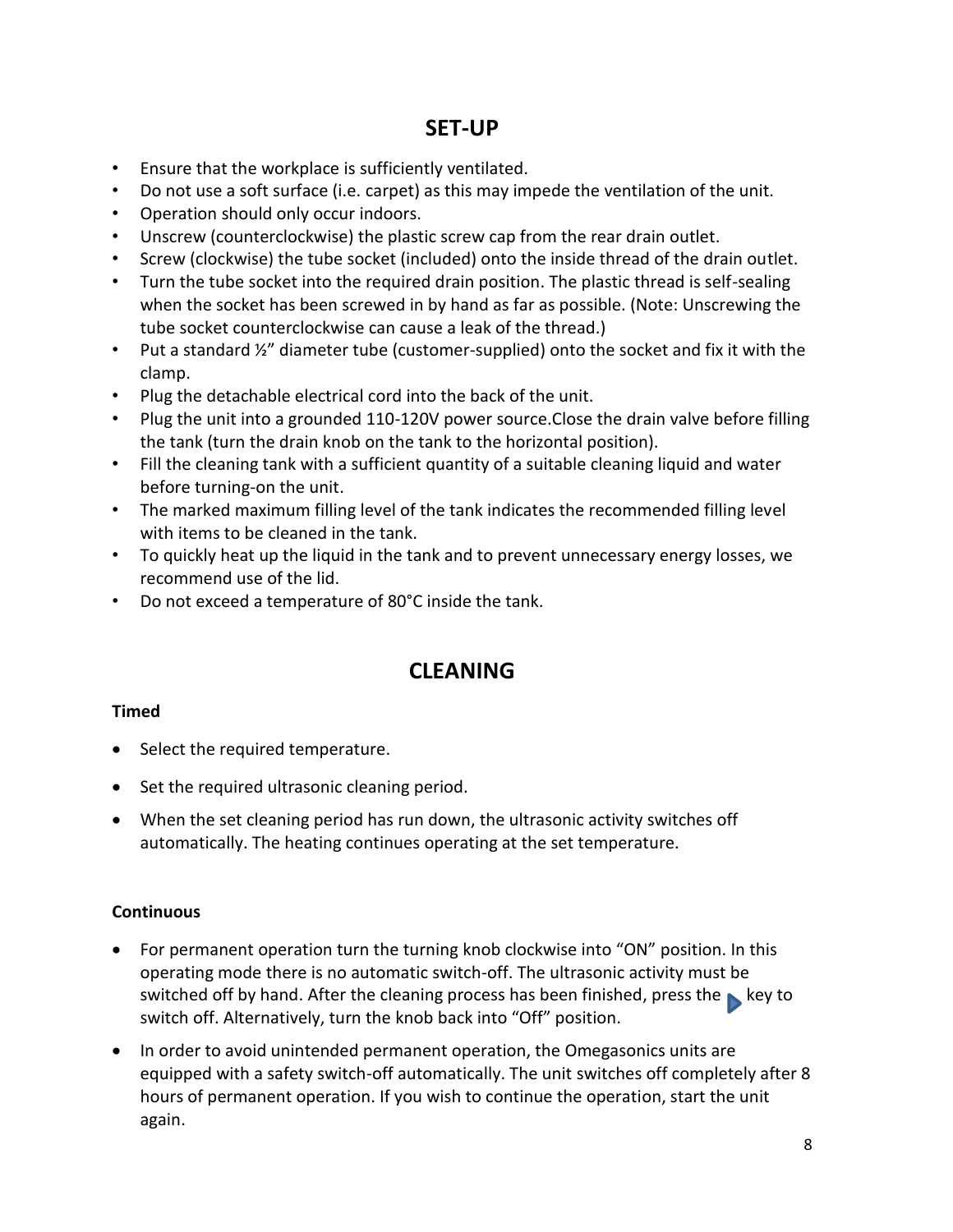## SET-UP

- Ensure that the workplace is sufficiently ventilated.
- Do not use a soft surface (i.e. carpet) as this may impede the ventilation of the unit.
- Operation should only occur indoors.
- Unscrew (counterclockwise) the plastic screw cap from the rear drain outlet.
- Screw (clockwise) the tube socket (included) onto the inside thread of the drain outlet.
- Turn the tube socket into the required drain position. The plastic thread is self-sealing when the socket has been screwed in by hand as far as possible. (Note: Unscrewing the tube socket counterclockwise can cause a leak of the thread.)
- Put a standard ½" diameter tube (customer-supplied) onto the socket and fix it with the clamp.
- Plug the detachable electrical cord into the back of the unit.
- Plug the unit into a grounded 110-120V power source.Close the drain valve before filling the tank (turn the drain knob on the tank to the horizontal position).
- Fill the cleaning tank with a sufficient quantity of a suitable cleaning liquid and water before turning-on the unit.
- The marked maximum filling level of the tank indicates the recommended filling level with items to be cleaned in the tank.
- To quickly heat up the liquid in the tank and to prevent unnecessary energy losses, we recommend use of the lid.
- Do not exceed a temperature of 80°C inside the tank.

## CLEANING

**Timed**

- Select the required temperature.
- Set the required ultrasonic cleaning period.
- When the set cleaning period has run down, the ultrasonic activity switches off automatically. The heating continues operating at the set temperature.

**Continuous**

- For permanent operation turn the turning knob clockwise into "ON" position. In this operating mode there is no automatic switch-off. The ultrasonic activity must be switched off by hand. After the cleaning process has been finished, press the ▶ key to switch off. Alternatively, turn the knob back into "Off" position.
- In order to avoid unintended permanent operation, the Omegasonics units are equipped with a safety switch-off automatically. The unit switches off completely after 8 hours of permanent operation. If you wish to continue the operation, start the unit again.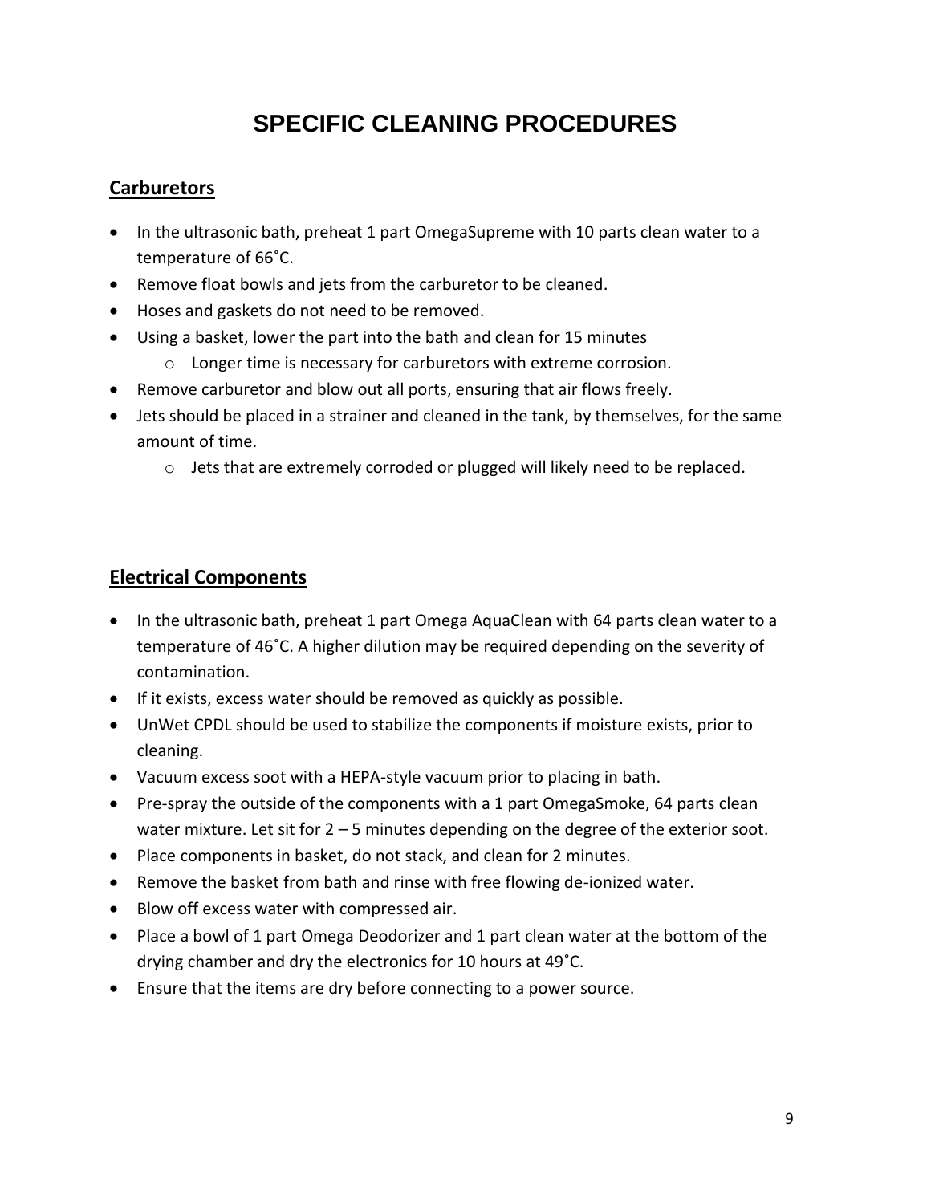# SPECIFIC CLEANING PROCEDURES

## Carburetors

- In the ultrasonic bath, preheat 1 part OmegaSupreme with 10 parts clean water to a temperature of 66˚C.
- Remove float bowls and jets from the carburetor to be cleaned.
- Hoses and gaskets do not need to be removed.
- Using a basket, lower the part into the bath and clean for 15 minutes
  - Longer time is necessary for carburetors with extreme corrosion.
- Remove carburetor and blow out all ports, ensuring that air flows freely.
- Jets should be placed in a strainer and cleaned in the tank, by themselves, for the same amount of time.
  - Jets that are extremely corroded or plugged will likely need to be replaced.

## Electrical Components

- In the ultrasonic bath, preheat 1 part Omega AquaClean with 64 parts clean water to a temperature of 46˚C. A higher dilution may be required depending on the severity of contamination.
- If it exists, excess water should be removed as quickly as possible.
- UnWet CPDL should be used to stabilize the components if moisture exists, prior to cleaning.
- Vacuum excess soot with a HEPA-style vacuum prior to placing in bath.
- Pre-spray the outside of the components with a 1 part OmegaSmoke, 64 parts clean water mixture. Let sit for 2 – 5 minutes depending on the degree of the exterior soot.
- Place components in basket, do not stack, and clean for 2 minutes.
- Remove the basket from bath and rinse with free flowing de-ionized water.
- Blow off excess water with compressed air.
- Place a bowl of 1 part Omega Deodorizer and 1 part clean water at the bottom of the drying chamber and dry the electronics for 10 hours at 49˚C.
- Ensure that the items are dry before connecting to a power source.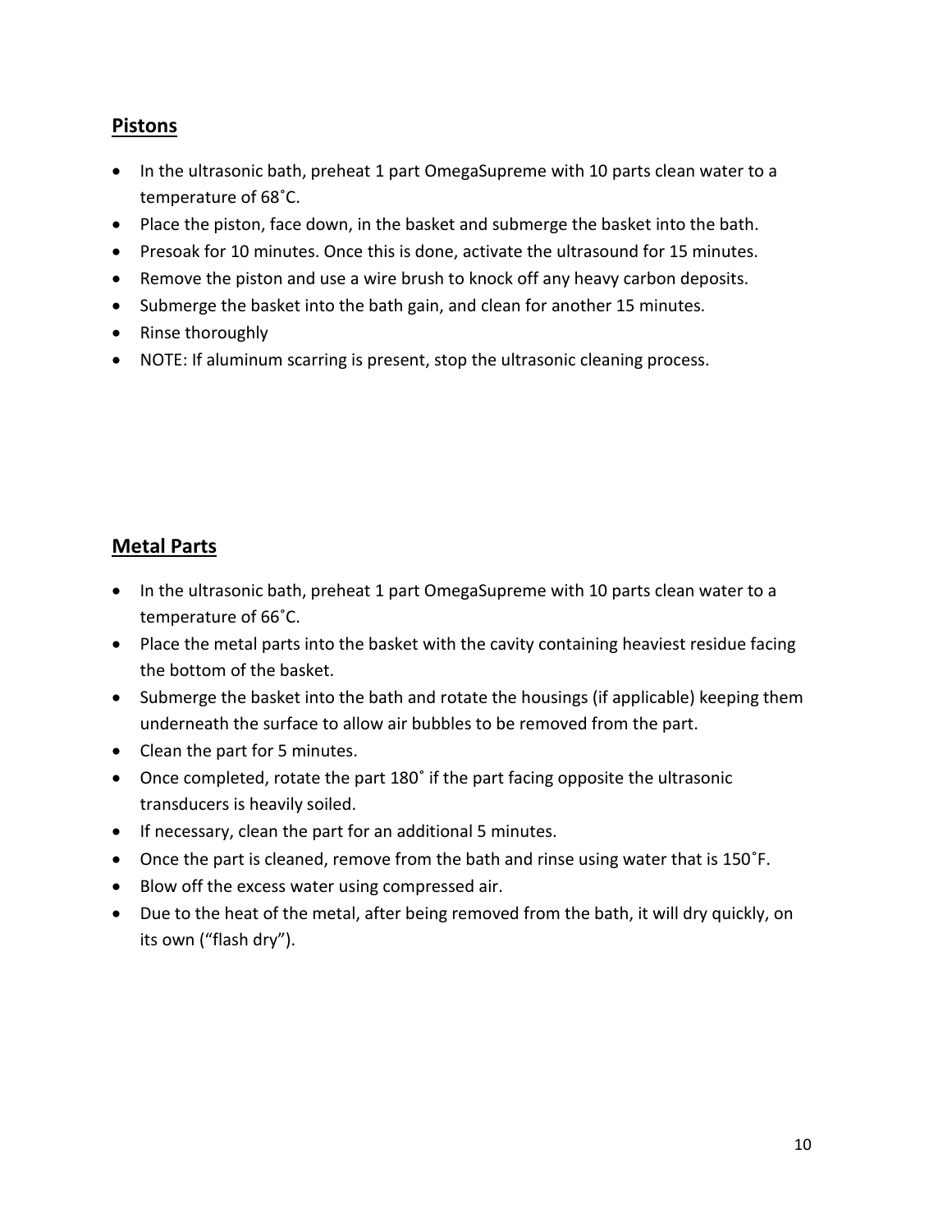## Pistons

- In the ultrasonic bath, preheat 1 part OmegaSupreme with 10 parts clean water to a temperature of 68˚C.
- Place the piston, face down, in the basket and submerge the basket into the bath.
- Presoak for 10 minutes. Once this is done, activate the ultrasound for 15 minutes.
- Remove the piston and use a wire brush to knock off any heavy carbon deposits.
- Submerge the basket into the bath gain, and clean for another 15 minutes.
- Rinse thoroughly
- NOTE: If aluminum scarring is present, stop the ultrasonic cleaning process.

## Metal Parts

- In the ultrasonic bath, preheat 1 part OmegaSupreme with 10 parts clean water to a temperature of 66˚C.
- Place the metal parts into the basket with the cavity containing heaviest residue facing the bottom of the basket.
- Submerge the basket into the bath and rotate the housings (if applicable) keeping them underneath the surface to allow air bubbles to be removed from the part.
- Clean the part for 5 minutes.
- Once completed, rotate the part 180˚ if the part facing opposite the ultrasonic transducers is heavily soiled.
- If necessary, clean the part for an additional 5 minutes.
- Once the part is cleaned, remove from the bath and rinse using water that is 150˚F.
- Blow off the excess water using compressed air.
- Due to the heat of the metal, after being removed from the bath, it will dry quickly, on its own ("flash dry").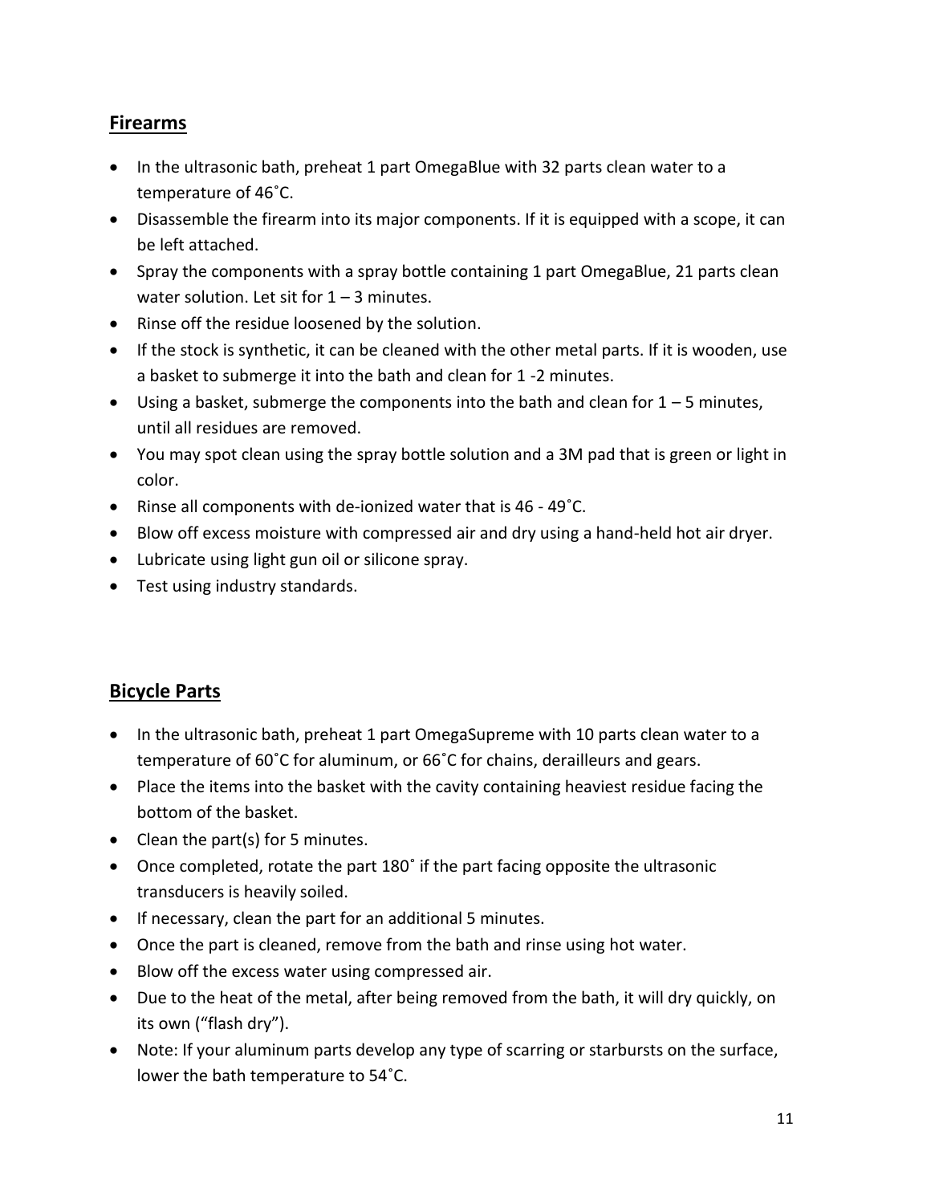## Firearms

- In the ultrasonic bath, preheat 1 part OmegaBlue with 32 parts clean water to a temperature of 46˚C.
- Disassemble the firearm into its major components. If it is equipped with a scope, it can be left attached.
- Spray the components with a spray bottle containing 1 part OmegaBlue, 21 parts clean water solution. Let sit for 1 – 3 minutes.
- Rinse off the residue loosened by the solution.
- If the stock is synthetic, it can be cleaned with the other metal parts. If it is wooden, use a basket to submerge it into the bath and clean for 1 -2 minutes.
- Using a basket, submerge the components into the bath and clean for 1 – 5 minutes, until all residues are removed.
- You may spot clean using the spray bottle solution and a 3M pad that is green or light in color.
- Rinse all components with de-ionized water that is 46 - 49˚C.
- Blow off excess moisture with compressed air and dry using a hand-held hot air dryer.
- Lubricate using light gun oil or silicone spray.
- Test using industry standards.

## Bicycle Parts

- In the ultrasonic bath, preheat 1 part OmegaSupreme with 10 parts clean water to a temperature of 60˚C for aluminum, or 66˚C for chains, derailleurs and gears.
- Place the items into the basket with the cavity containing heaviest residue facing the bottom of the basket.
- Clean the part(s) for 5 minutes.
- Once completed, rotate the part 180˚ if the part facing opposite the ultrasonic transducers is heavily soiled.
- If necessary, clean the part for an additional 5 minutes.
- Once the part is cleaned, remove from the bath and rinse using hot water.
- Blow off the excess water using compressed air.
- Due to the heat of the metal, after being removed from the bath, it will dry quickly, on its own ("flash dry").
- Note: If your aluminum parts develop any type of scarring or starbursts on the surface, lower the bath temperature to 54˚C.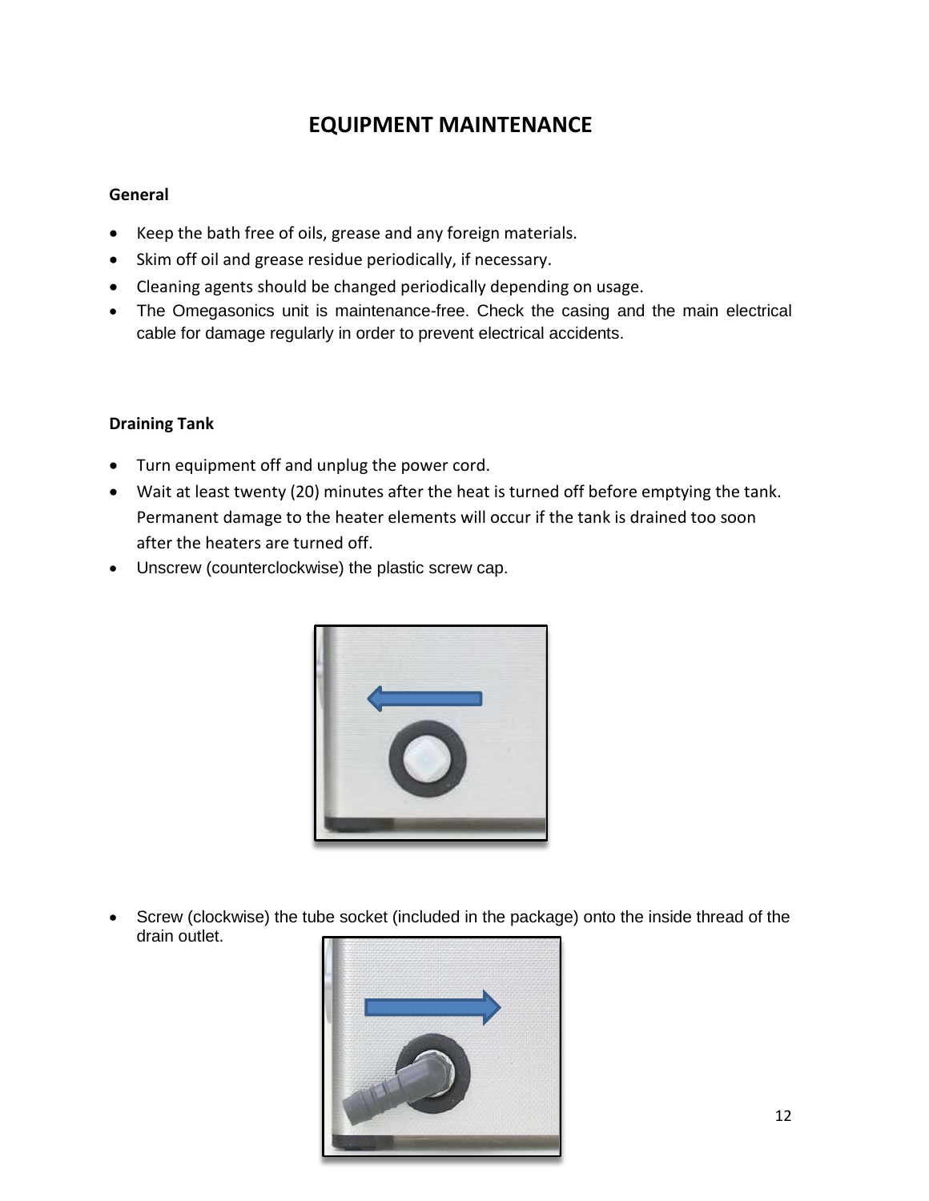# EQUIPMENT MAINTENANCE

**General**

- Keep the bath free of oils, grease and any foreign materials.
- Skim off oil and grease residue periodically, if necessary.
- Cleaning agents should be changed periodically depending on usage.
- The Omegasonics unit is maintenance-free. Check the casing and the main electrical cable for damage regularly in order to prevent electrical accidents.

**Draining Tank**

- Turn equipment off and unplug the power cord.
- Wait at least twenty (20) minutes after the heat is turned off before emptying the tank. Permanent damage to the heater elements will occur if the tank is drained too soon after the heaters are turned off.
- Unscrew (counterclockwise) the plastic screw cap.

- Screw (clockwise) the tube socket (included in the package) onto the inside thread of the drain outlet.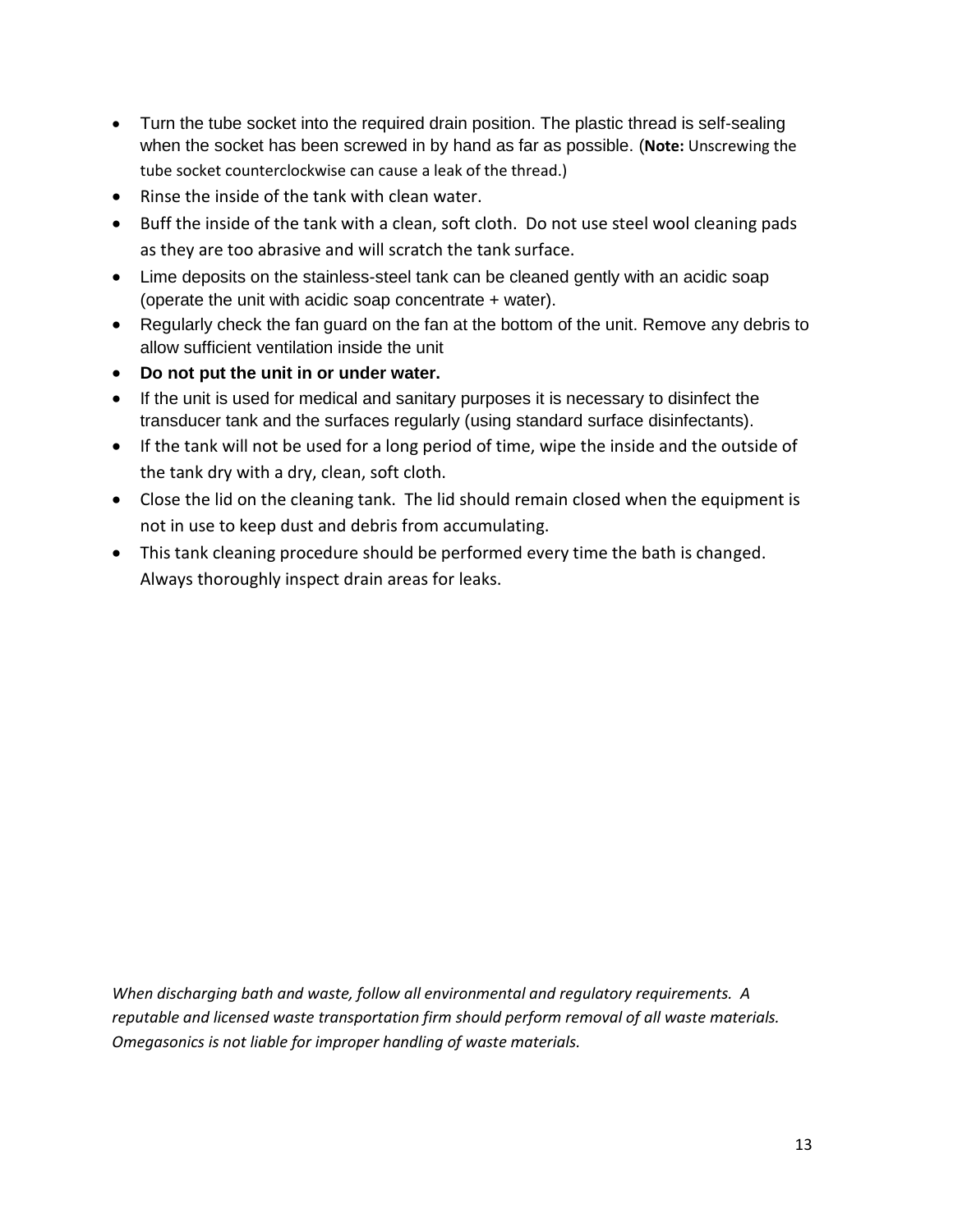- Turn the tube socket into the required drain position. The plastic thread is self-sealing when the socket has been screwed in by hand as far as possible. (**Note:** Unscrewing the tube socket counterclockwise can cause a leak of the thread.)
- Rinse the inside of the tank with clean water.
- Buff the inside of the tank with a clean, soft cloth. Do not use steel wool cleaning pads as they are too abrasive and will scratch the tank surface.
- Lime deposits on the stainless-steel tank can be cleaned gently with an acidic soap (operate the unit with acidic soap concentrate + water).
- Regularly check the fan guard on the fan at the bottom of the unit. Remove any debris to allow sufficient ventilation inside the unit
- **Do not put the unit in or under water.**
- If the unit is used for medical and sanitary purposes it is necessary to disinfect the transducer tank and the surfaces regularly (using standard surface disinfectants).
- If the tank will not be used for a long period of time, wipe the inside and the outside of the tank dry with a dry, clean, soft cloth.
- Close the lid on the cleaning tank. The lid should remain closed when the equipment is not in use to keep dust and debris from accumulating.
- This tank cleaning procedure should be performed every time the bath is changed. Always thoroughly inspect drain areas for leaks.

*When discharging bath and waste, follow all environmental and regulatory requirements. A reputable and licensed waste transportation firm should perform removal of all waste materials. Omegasonics is not liable for improper handling of waste materials.*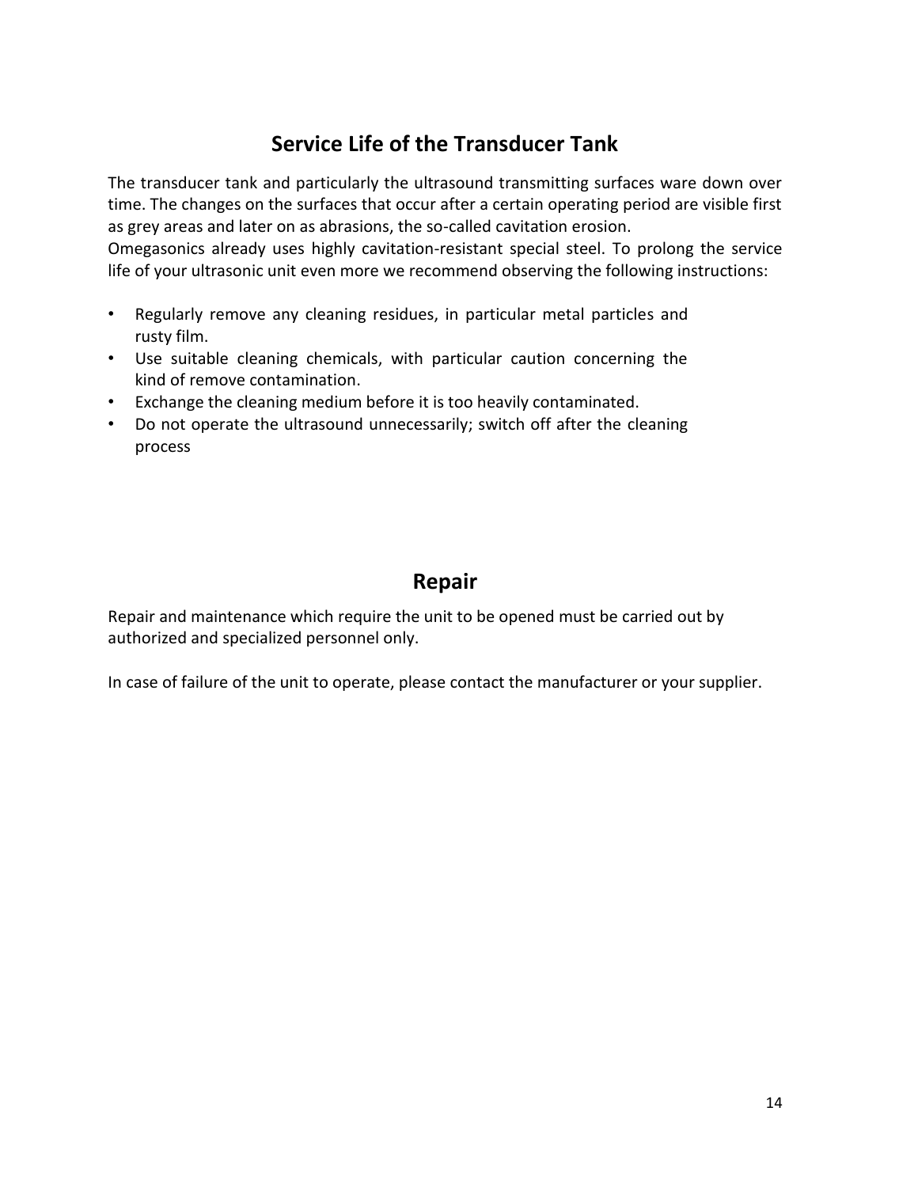## Service Life of the Transducer Tank

The transducer tank and particularly the ultrasound transmitting surfaces ware down over time. The changes on the surfaces that occur after a certain operating period are visible first as grey areas and later on as abrasions, the so-called cavitation erosion.
Omegasonics already uses highly cavitation-resistant special steel. To prolong the service life of your ultrasonic unit even more we recommend observing the following instructions:

- Regularly remove any cleaning residues, in particular metal particles and rusty film.
- Use suitable cleaning chemicals, with particular caution concerning the kind of remove contamination.
- Exchange the cleaning medium before it is too heavily contaminated.
- Do not operate the ultrasound unnecessarily; switch off after the cleaning process

## Repair

Repair and maintenance which require the unit to be opened must be carried out by authorized and specialized personnel only.

In case of failure of the unit to operate, please contact the manufacturer or your supplier.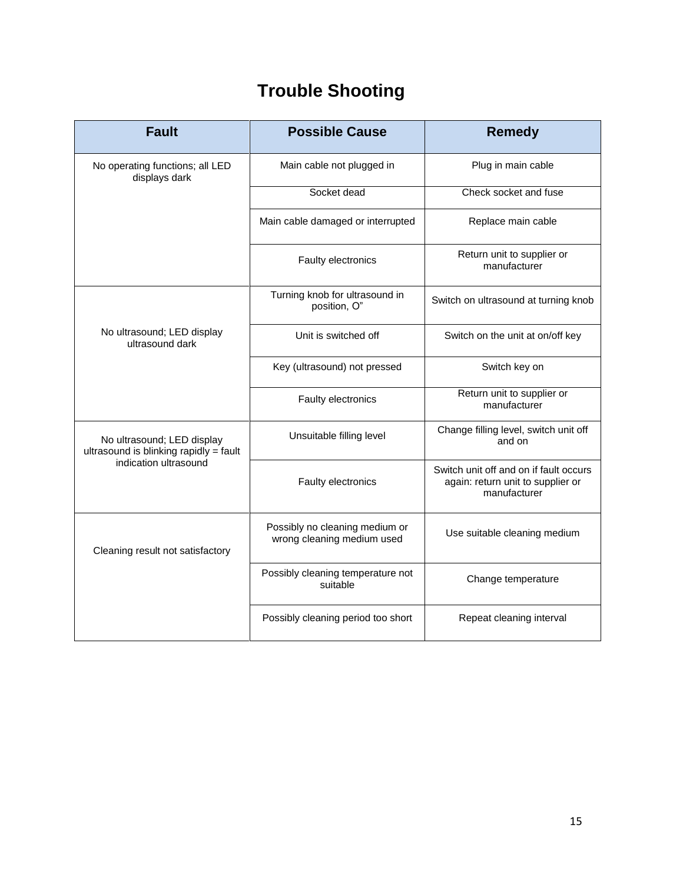# Trouble Shooting

| Fault | Possible Cause | Remedy |
| --- | --- | --- |
| No operating functions; all LED displays dark | Main cable not plugged in | Plug in main cable |
| | Socket dead | Check socket and fuse |
| | Main cable damaged or interrupted | Replace main cable |
| | Faulty electronics | Return unit to supplier or manufacturer |
| No ultrasound; LED display ultrasound dark | Turning knob for ultrasound in position, O” | Switch on ultrasound at turning knob |
| | Unit is switched off | Switch on the unit at on/off key |
| | Key (ultrasound) not pressed | Switch key on |
| | Faulty electronics | Return unit to supplier or manufacturer |
| No ultrasound; LED display ultrasound is blinking rapidly = fault indication ultrasound | Unsuitable filling level | Change filling level, switch unit off and on |
| | Faulty electronics | Switch unit off and on if fault occurs again: return unit to supplier or manufacturer |
| Cleaning result not satisfactory | Possibly no cleaning medium or wrong cleaning medium used | Use suitable cleaning medium |
| | Possibly cleaning temperature not suitable | Change temperature |
| | Possibly cleaning period too short | Repeat cleaning interval |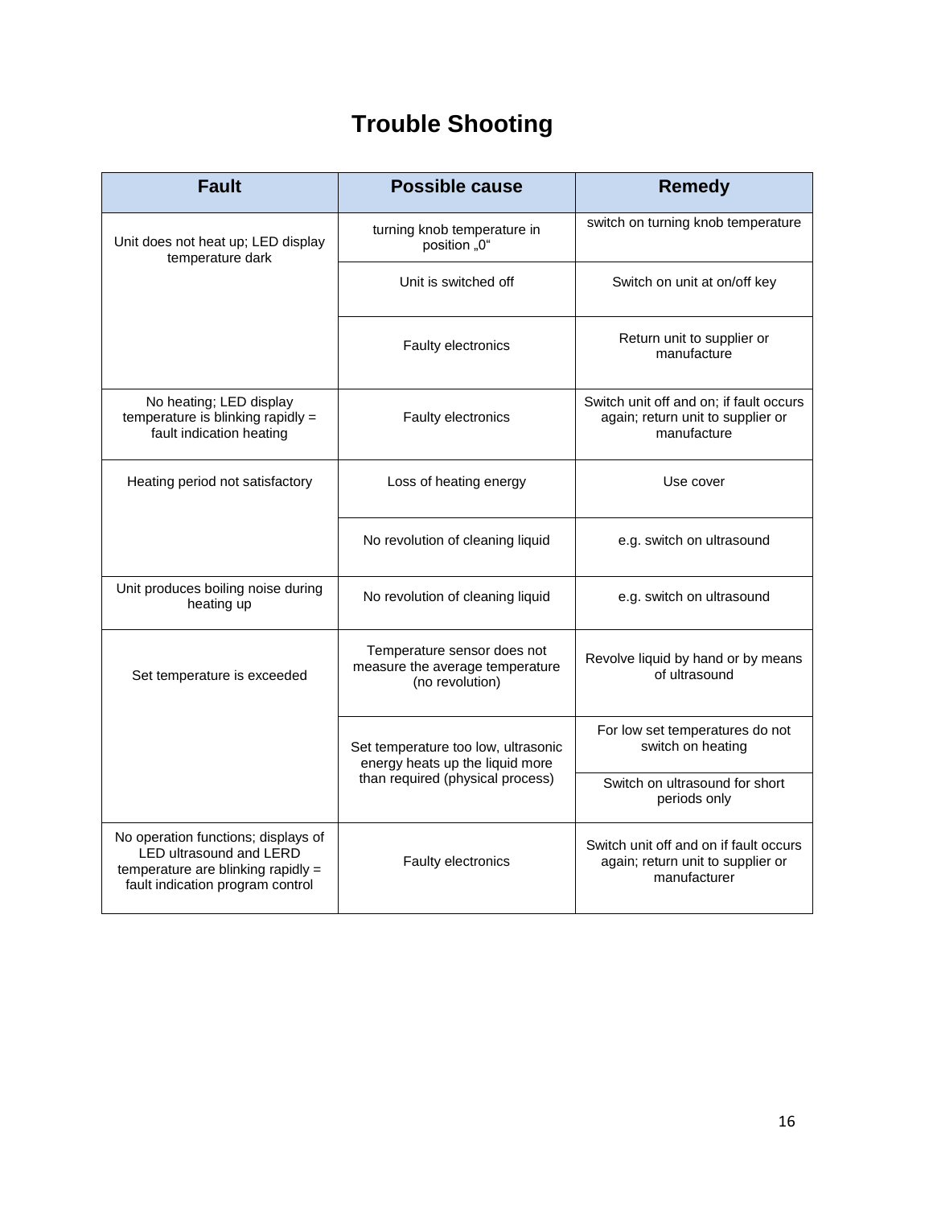# Trouble Shooting

| Fault | Possible cause | Remedy |
|---|---|---|
| Unit does not heat up; LED display temperature dark | turning knob temperature in position „0“ | switch on turning knob temperature |
| | Unit is switched off | Switch on unit at on/off key |
| | Faulty electronics | Return unit to supplier or manufacture |
| No heating; LED display temperature is blinking rapidly = fault indication heating | Faulty electronics | Switch unit off and on; if fault occurs again; return unit to supplier or manufacture |
| Heating period not satisfactory | Loss of heating energy | Use cover |
| | No revolution of cleaning liquid | e.g. switch on ultrasound |
| Unit produces boiling noise during heating up | No revolution of cleaning liquid | e.g. switch on ultrasound |
| Set temperature is exceeded | Temperature sensor does not measure the average temperature (no revolution) | Revolve liquid by hand or by means of ultrasound |
| | Set temperature too low, ultrasonic energy heats up the liquid more than required (physical process) | For low set temperatures do not switch on heating |
| | | Switch on ultrasound for short periods only |
| No operation functions; displays of LED ultrasound and LERD temperature are blinking rapidly = fault indication program control | Faulty electronics | Switch unit off and on if fault occurs again; return unit to supplier or manufacturer |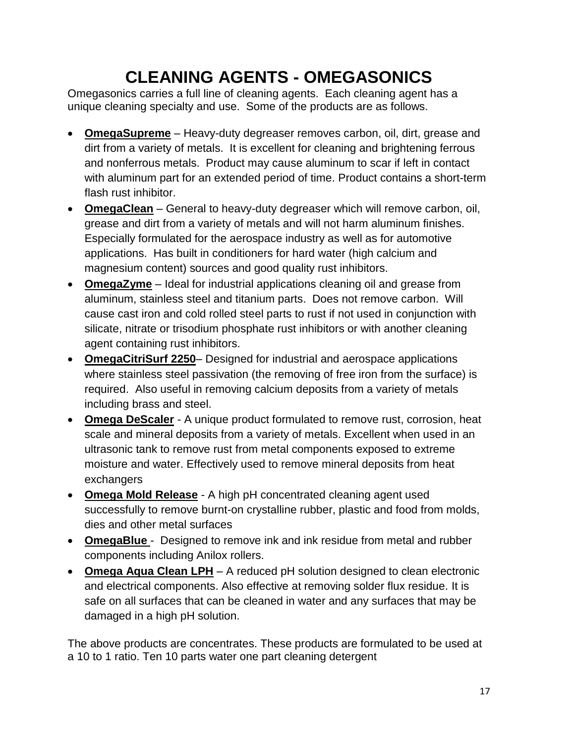# CLEANING AGENTS - OMEGASONICS

Omegasonics carries a full line of cleaning agents. Each cleaning agent has a unique cleaning specialty and use. Some of the products are as follows.

- **OmegaSupreme** – Heavy-duty degreaser removes carbon, oil, dirt, grease and dirt from a variety of metals. It is excellent for cleaning and brightening ferrous and nonferrous metals. Product may cause aluminum to scar if left in contact with aluminum part for an extended period of time. Product contains a short-term flash rust inhibitor.
- **OmegaClean** – General to heavy-duty degreaser which will remove carbon, oil, grease and dirt from a variety of metals and will not harm aluminum finishes. Especially formulated for the aerospace industry as well as for automotive applications. Has built in conditioners for hard water (high calcium and magnesium content) sources and good quality rust inhibitors.
- **OmegaZyme** – Ideal for industrial applications cleaning oil and grease from aluminum, stainless steel and titanium parts. Does not remove carbon. Will cause cast iron and cold rolled steel parts to rust if not used in conjunction with silicate, nitrate or trisodium phosphate rust inhibitors or with another cleaning agent containing rust inhibitors.
- **OmegaCitriSurf 2250**– Designed for industrial and aerospace applications where stainless steel passivation (the removing of free iron from the surface) is required. Also useful in removing calcium deposits from a variety of metals including brass and steel.
- **Omega DeScaler** - A unique product formulated to remove rust, corrosion, heat scale and mineral deposits from a variety of metals. Excellent when used in an ultrasonic tank to remove rust from metal components exposed to extreme moisture and water. Effectively used to remove mineral deposits from heat exchangers
- **Omega Mold Release** - A high pH concentrated cleaning agent used successfully to remove burnt-on crystalline rubber, plastic and food from molds, dies and other metal surfaces
- **OmegaBlue** - Designed to remove ink and ink residue from metal and rubber components including Anilox rollers.
- **Omega Aqua Clean LPH** – A reduced pH solution designed to clean electronic and electrical components. Also effective at removing solder flux residue. It is safe on all surfaces that can be cleaned in water and any surfaces that may be damaged in a high pH solution.

The above products are concentrates. These products are formulated to be used at a 10 to 1 ratio. Ten 10 parts water one part cleaning detergent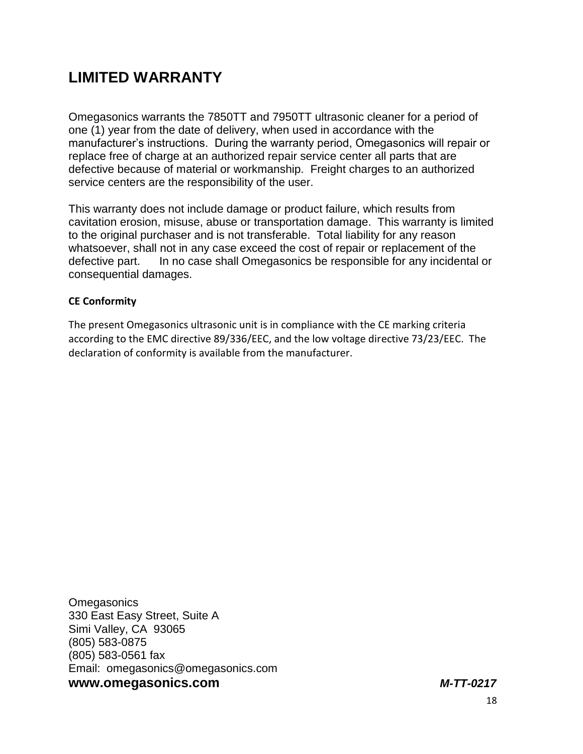# LIMITED WARRANTY

Omegasonics warrants the 7850TT and 7950TT ultrasonic cleaner for a period of one (1) year from the date of delivery, when used in accordance with the manufacturer's instructions. During the warranty period, Omegasonics will repair or replace free of charge at an authorized repair service center all parts that are defective because of material or workmanship. Freight charges to an authorized service centers are the responsibility of the user.

This warranty does not include damage or product failure, which results from cavitation erosion, misuse, abuse or transportation damage. This warranty is limited to the original purchaser and is not transferable. Total liability for any reason whatsoever, shall not in any case exceed the cost of repair or replacement of the defective part. In no case shall Omegasonics be responsible for any incidental or consequential damages.

**CE Conformity**

The present Omegasonics ultrasonic unit is in compliance with the CE marking criteria according to the EMC directive 89/336/EEC, and the low voltage directive 73/23/EEC. The declaration of conformity is available from the manufacturer.

Omegasonics
330 East Easy Street, Suite A
Simi Valley, CA 93065
(805) 583-0875
(805) 583-0561 fax
Email: omegasonics@omegasonics.com
**www.omegasonics.com** ***M-TT-0217***